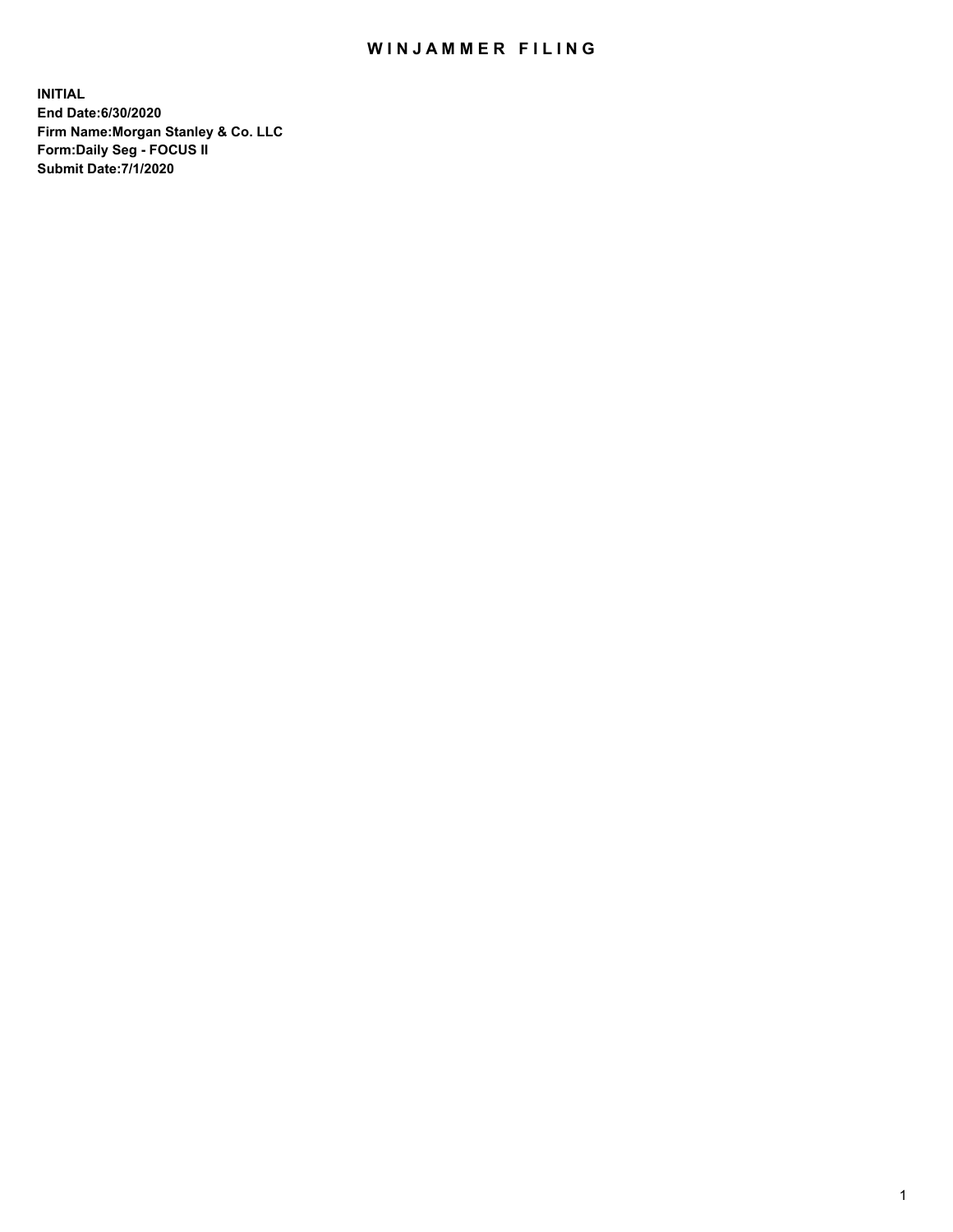# WINJAMMER FILING

**INITIAL**
**End Date:6/30/2020**
**Firm Name:Morgan Stanley & Co. LLC**
**Form:Daily Seg - FOCUS II**
**Submit Date:7/1/2020**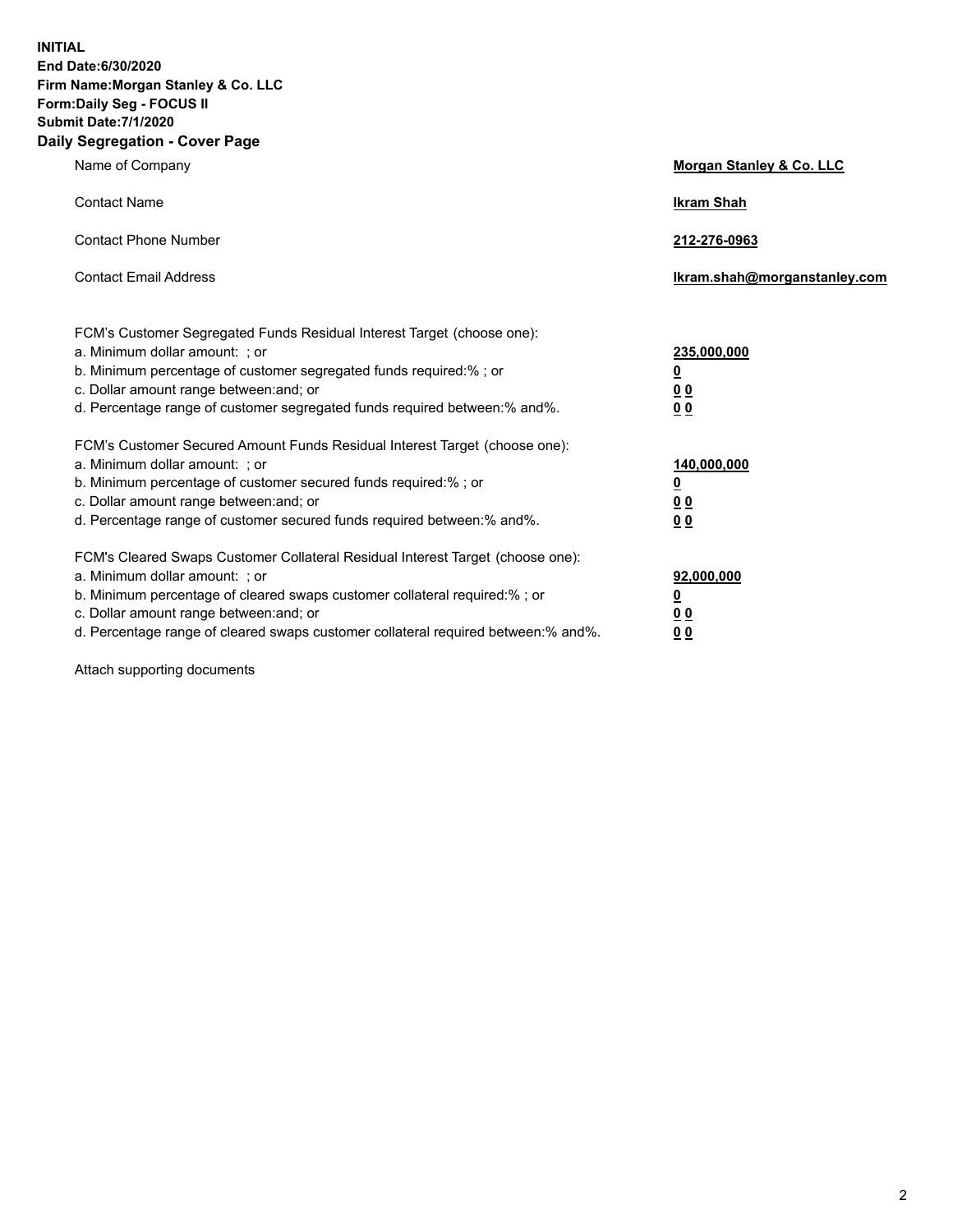**INITIAL**
**End Date:6/30/2020**
**Firm Name:Morgan Stanley & Co. LLC**
**Form:Daily Seg - FOCUS II**
**Submit Date:7/1/2020**

## Daily Segregation - Cover Page

| | |
|---|---|
| Name of Company | **Morgan Stanley & Co. LLC** |
| Contact Name | **Ikram Shah** |
| Contact Phone Number | **212-276-0963** |
| Contact Email Address | **Ikram.shah@morganstanley.com** |

FCM's Customer Segregated Funds Residual Interest Target (choose one):

| | |
|---|---|
| a. Minimum dollar amount: ; or | **235,000,000** |
| b. Minimum percentage of customer segregated funds required:% ; or | **0** |
| c. Dollar amount range between:and; or | **0 0** |
| d. Percentage range of customer segregated funds required between:% and%. | **0 0** |

FCM's Customer Secured Amount Funds Residual Interest Target (choose one):

| | |
|---|---|
| a. Minimum dollar amount: ; or | **140,000,000** |
| b. Minimum percentage of customer secured funds required:% ; or | **0** |
| c. Dollar amount range between:and; or | **0 0** |
| d. Percentage range of customer secured funds required between:% and%. | **0 0** |

FCM's Cleared Swaps Customer Collateral Residual Interest Target (choose one):

| | |
|---|---|
| a. Minimum dollar amount: ; or | **92,000,000** |
| b. Minimum percentage of cleared swaps customer collateral required:% ; or | **0** |
| c. Dollar amount range between:and; or | **0 0** |
| d. Percentage range of cleared swaps customer collateral required between:% and%. | **0 0** |

Attach supporting documents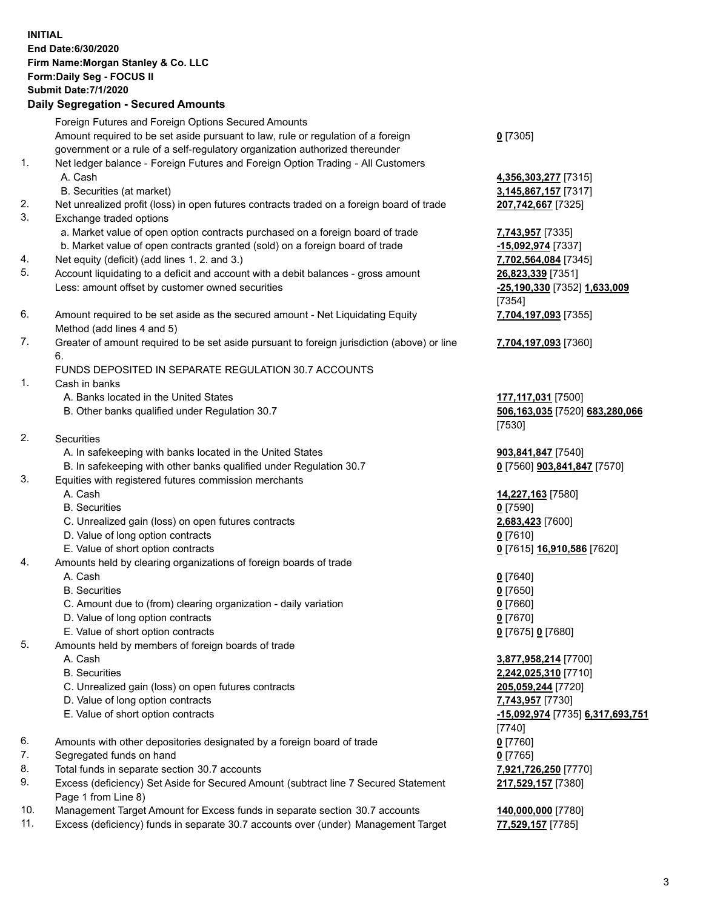**INITIAL**
**End Date:6/30/2020**
**Firm Name:Morgan Stanley & Co. LLC**
**Form:Daily Seg - FOCUS II**
**Submit Date:7/1/2020**

**Daily Segregation - Secured Amounts**

| | | |
|---|---|---|
| | Foreign Futures and Foreign Options Secured Amounts | |
| | Amount required to be set aside pursuant to law, rule or regulation of a foreign government or a rule of a self-regulatory organization authorized thereunder | **0** [7305] |
| 1. | Net ledger balance - Foreign Futures and Foreign Option Trading - All Customers | |
| | A. Cash | **4,356,303,277** [7315] |
| | B. Securities (at market) | **3,145,867,157** [7317] |
| 2. | Net unrealized profit (loss) in open futures contracts traded on a foreign board of trade | **207,742,667** [7325] |
| 3. | Exchange traded options | |
| | a. Market value of open option contracts purchased on a foreign board of trade | **7,743,957** [7335] |
| | b. Market value of open contracts granted (sold) on a foreign board of trade | **-15,092,974** [7337] |
| 4. | Net equity (deficit) (add lines 1. 2. and 3.) | **7,702,564,084** [7345] |
| 5. | Account liquidating to a deficit and account with a debit balances - gross amount | **26,823,339** [7351] |
| | Less: amount offset by customer owned securities | **-25,190,330** [7352] **1,633,009** [7354] |
| 6. | Amount required to be set aside as the secured amount - Net Liquidating Equity Method (add lines 4 and 5) | **7,704,197,093** [7355] |
| 7. | Greater of amount required to be set aside pursuant to foreign jurisdiction (above) or line 6. | **7,704,197,093** [7360] |
| | FUNDS DEPOSITED IN SEPARATE REGULATION 30.7 ACCOUNTS | |
| 1. | Cash in banks | |
| | A. Banks located in the United States | **177,117,031** [7500] |
| | B. Other banks qualified under Regulation 30.7 | **506,163,035** [7520] **683,280,066** [7530] |
| 2. | Securities | |
| | A. In safekeeping with banks located in the United States | **903,841,847** [7540] |
| | B. In safekeeping with other banks qualified under Regulation 30.7 | **0** [7560] **903,841,847** [7570] |
| 3. | Equities with registered futures commission merchants | |
| | A. Cash | **14,227,163** [7580] |
| | B. Securities | **0** [7590] |
| | C. Unrealized gain (loss) on open futures contracts | **2,683,423** [7600] |
| | D. Value of long option contracts | **0** [7610] |
| | E. Value of short option contracts | **0** [7615] **16,910,586** [7620] |
| 4. | Amounts held by clearing organizations of foreign boards of trade | |
| | A. Cash | **0** [7640] |
| | B. Securities | **0** [7650] |
| | C. Amount due to (from) clearing organization - daily variation | **0** [7660] |
| | D. Value of long option contracts | **0** [7670] |
| | E. Value of short option contracts | **0** [7675] **0** [7680] |
| 5. | Amounts held by members of foreign boards of trade | |
| | A. Cash | **3,877,958,214** [7700] |
| | B. Securities | **2,242,025,310** [7710] |
| | C. Unrealized gain (loss) on open futures contracts | **205,059,244** [7720] |
| | D. Value of long option contracts | **7,743,957** [7730] |
| | E. Value of short option contracts | **-15,092,974** [7735] **6,317,693,751** [7740] |
| 6. | Amounts with other depositories designated by a foreign board of trade | **0** [7760] |
| 7. | Segregated funds on hand | **0** [7765] |
| 8. | Total funds in separate section 30.7 accounts | **7,921,726,250** [7770] |
| 9. | Excess (deficiency) Set Aside for Secured Amount (subtract line 7 Secured Statement Page 1 from Line 8) | **217,529,157** [7380] |
| 10. | Management Target Amount for Excess funds in separate section 30.7 accounts | **140,000,000** [7780] |
| 11. | Excess (deficiency) funds in separate 30.7 accounts over (under) Management Target | **77,529,157** [7785] |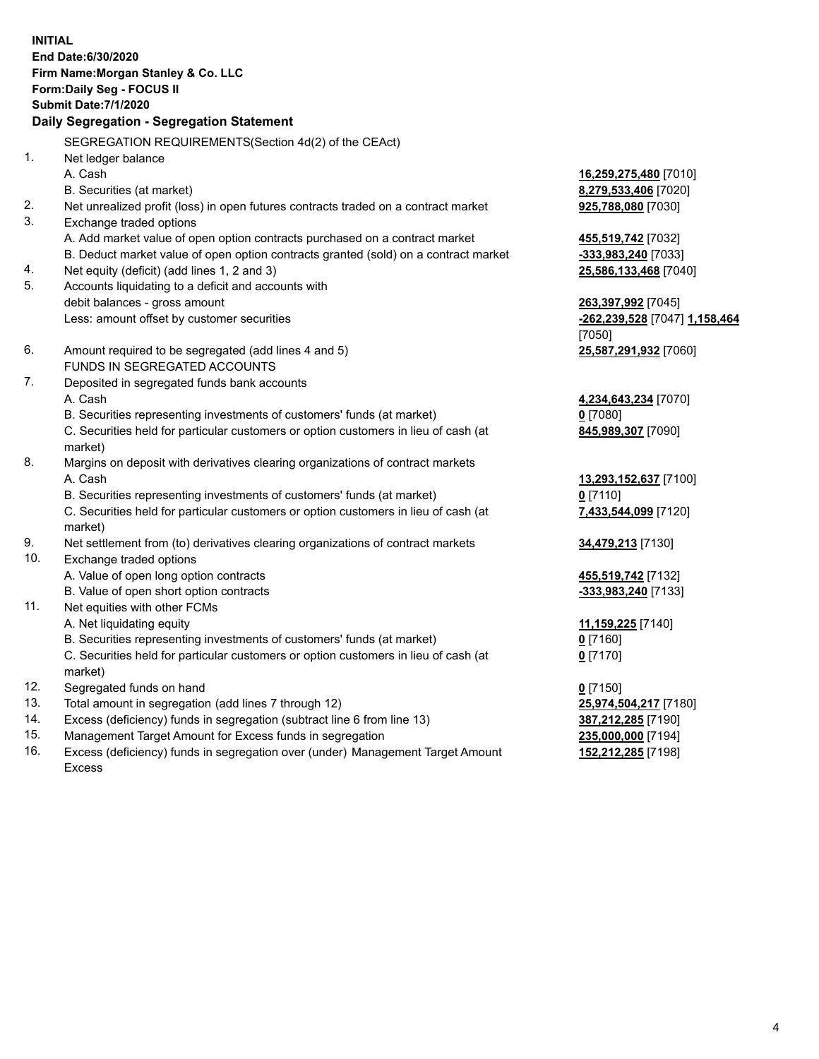**INITIAL**
**End Date:6/30/2020**
**Firm Name:Morgan Stanley & Co. LLC**
**Form:Daily Seg - FOCUS II**
**Submit Date:7/1/2020**

## Daily Segregation - Segregation Statement

SEGREGATION REQUIREMENTS(Section 4d(2) of the CEAct)

| | | |
|---|---|---|
| 1. | Net ledger balance | |
| | A. Cash | **16,259,275,480** [7010] |
| | B. Securities (at market) | **8,279,533,406** [7020] |
| 2. | Net unrealized profit (loss) in open futures contracts traded on a contract market | **925,788,080** [7030] |
| 3. | Exchange traded options | |
| | A. Add market value of open option contracts purchased on a contract market | **455,519,742** [7032] |
| | B. Deduct market value of open option contracts granted (sold) on a contract market | **-333,983,240** [7033] |
| 4. | Net equity (deficit) (add lines 1, 2 and 3) | **25,586,133,468** [7040] |
| 5. | Accounts liquidating to a deficit and accounts with debit balances - gross amount | **263,397,992** [7045] |
| | Less: amount offset by customer securities | **-262,239,528** [7047] **1,158,464** [7050] |
| 6. | Amount required to be segregated (add lines 4 and 5) | **25,587,291,932** [7060] |
| | FUNDS IN SEGREGATED ACCOUNTS | |
| 7. | Deposited in segregated funds bank accounts | |
| | A. Cash | **4,234,643,234** [7070] |
| | B. Securities representing investments of customers' funds (at market) | **0** [7080] |
| | C. Securities held for particular customers or option customers in lieu of cash (at market) | **845,989,307** [7090] |
| 8. | Margins on deposit with derivatives clearing organizations of contract markets | |
| | A. Cash | **13,293,152,637** [7100] |
| | B. Securities representing investments of customers' funds (at market) | **0** [7110] |
| | C. Securities held for particular customers or option customers in lieu of cash (at market) | **7,433,544,099** [7120] |
| 9. | Net settlement from (to) derivatives clearing organizations of contract markets | **34,479,213** [7130] |
| 10. | Exchange traded options | |
| | A. Value of open long option contracts | **455,519,742** [7132] |
| | B. Value of open short option contracts | **-333,983,240** [7133] |
| 11. | Net equities with other FCMs | |
| | A. Net liquidating equity | **11,159,225** [7140] |
| | B. Securities representing investments of customers' funds (at market) | **0** [7160] |
| | C. Securities held for particular customers or option customers in lieu of cash (at market) | **0** [7170] |
| 12. | Segregated funds on hand | **0** [7150] |
| 13. | Total amount in segregation (add lines 7 through 12) | **25,974,504,217** [7180] |
| 14. | Excess (deficiency) funds in segregation (subtract line 6 from line 13) | **387,212,285** [7190] |
| 15. | Management Target Amount for Excess funds in segregation | **235,000,000** [7194] |
| 16. | Excess (deficiency) funds in segregation over (under) Management Target Amount Excess | **152,212,285** [7198] |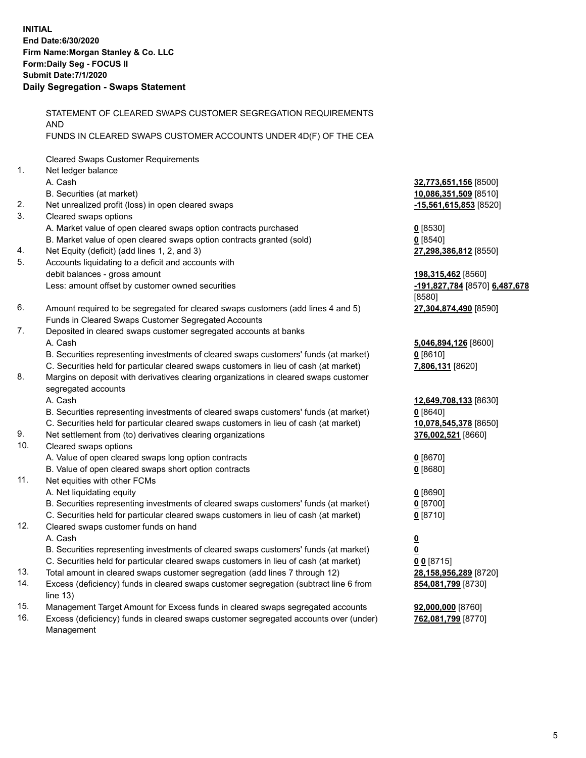**INITIAL**
**End Date:6/30/2020**
**Firm Name:Morgan Stanley & Co. LLC**
**Form:Daily Seg - FOCUS II**
**Submit Date:7/1/2020**
**Daily Segregation - Swaps Statement**

STATEMENT OF CLEARED SWAPS CUSTOMER SEGREGATION REQUIREMENTS AND FUNDS IN CLEARED SWAPS CUSTOMER ACCOUNTS UNDER 4D(F) OF THE CEA

| | | |
|---|---|---|
| | Cleared Swaps Customer Requirements | |
| 1. | Net ledger balance | |
| | A. Cash | **32,773,651,156** [8500] |
| | B. Securities (at market) | **10,086,351,509** [8510] |
| 2. | Net unrealized profit (loss) in open cleared swaps | **-15,561,615,853** [8520] |
| 3. | Cleared swaps options | |
| | A. Market value of open cleared swaps option contracts purchased | **0** [8530] |
| | B. Market value of open cleared swaps option contracts granted (sold) | **0** [8540] |
| 4. | Net Equity (deficit) (add lines 1, 2, and 3) | **27,298,386,812** [8550] |
| 5. | Accounts liquidating to a deficit and accounts with debit balances - gross amount | **198,315,462** [8560] |
| | Less: amount offset by customer owned securities | **-191,827,784** [8570] **6,487,678** [8580] |
| 6. | Amount required to be segregated for cleared swaps customers (add lines 4 and 5) | **27,304,874,490** [8590] |
| | Funds in Cleared Swaps Customer Segregated Accounts | |
| 7. | Deposited in cleared swaps customer segregated accounts at banks | |
| | A. Cash | **5,046,894,126** [8600] |
| | B. Securities representing investments of cleared swaps customers' funds (at market) | **0** [8610] |
| | C. Securities held for particular cleared swaps customers in lieu of cash (at market) | **7,806,131** [8620] |
| 8. | Margins on deposit with derivatives clearing organizations in cleared swaps customer segregated accounts | |
| | A. Cash | **12,649,708,133** [8630] |
| | B. Securities representing investments of cleared swaps customers' funds (at market) | **0** [8640] |
| | C. Securities held for particular cleared swaps customers in lieu of cash (at market) | **10,078,545,378** [8650] |
| 9. | Net settlement from (to) derivatives clearing organizations | **376,002,521** [8660] |
| 10. | Cleared swaps options | |
| | A. Value of open cleared swaps long option contracts | **0** [8670] |
| | B. Value of open cleared swaps short option contracts | **0** [8680] |
| 11. | Net equities with other FCMs | |
| | A. Net liquidating equity | **0** [8690] |
| | B. Securities representing investments of cleared swaps customers' funds (at market) | **0** [8700] |
| | C. Securities held for particular cleared swaps customers in lieu of cash (at market) | **0** [8710] |
| 12. | Cleared swaps customer funds on hand | |
| | A. Cash | **0** |
| | B. Securities representing investments of cleared swaps customers' funds (at market) | **0** |
| | C. Securities held for particular cleared swaps customers in lieu of cash (at market) | **0** **0** [8715] |
| 13. | Total amount in cleared swaps customer segregation (add lines 7 through 12) | **28,158,956,289** [8720] |
| 14. | Excess (deficiency) funds in cleared swaps customer segregation (subtract line 6 from line 13) | **854,081,799** [8730] |
| 15. | Management Target Amount for Excess funds in cleared swaps segregated accounts | **92,000,000** [8760] |
| 16. | Excess (deficiency) funds in cleared swaps customer segregated accounts over (under) Management | **762,081,799** [8770] |